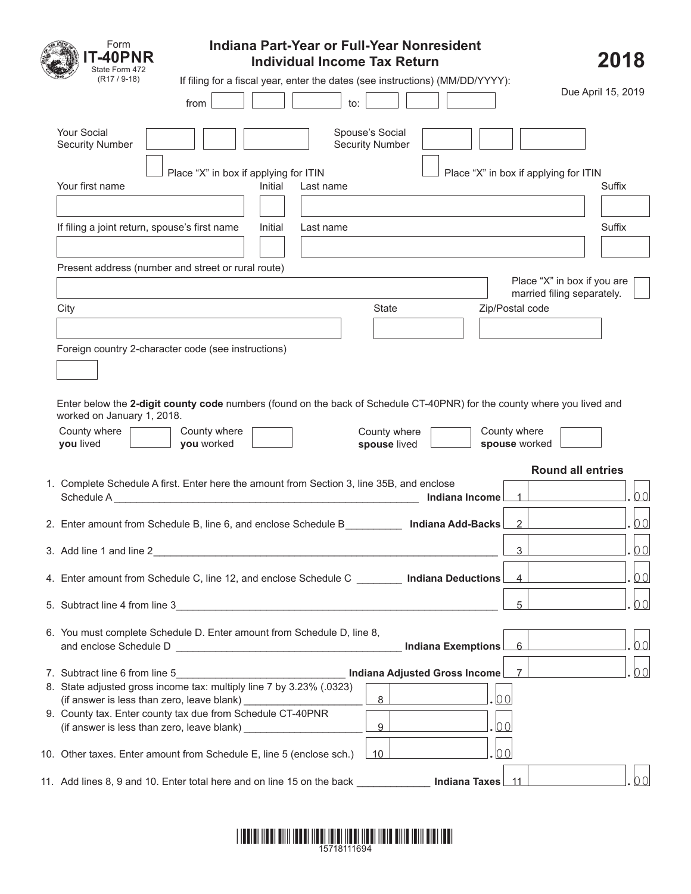Form **IT-40PNR**
State Form 472
(R17 / 9-18)

# Indiana Part-Year or Full-Year Nonresident Individual Income Tax Return

# 2018

If filing for a fiscal year, enter the dates (see instructions) (MM/DD/YYYY):

from ____ ____ ____ to: ____ ____ ____

Due April 15, 2019

Your Social Security Number ____ ____ ____ Spouse's Social Security Number ____ ____ ____

☐ Place "X" in box if applying for ITIN ☐ Place "X" in box if applying for ITIN

| Your first name | Initial | Last name | Suffix |
|---|---|---|---|
| | | | |

| If filing a joint return, spouse's first name | Initial | Last name | Suffix |
|---|---|---|---|
| | | | |

Present address (number and street or rural route)

☐ Place "X" in box if you are married filing separately.

| City | State | Zip/Postal code |
|---|---|---|
| | | |

Foreign country 2-character code (see instructions)

Enter below the **2-digit county code** numbers (found on the back of Schedule CT-40PNR) for the county where you lived and worked on January 1, 2018.

| County where **you** lived | County where **you** worked | County where **spouse** lived | County where **spouse** worked |
|---|---|---|---|
| | | | |

**Round all entries**

| Line | Description | Box | Amount |
|---|---|---|---|
| 1. | Complete Schedule A first. Enter here the amount from Section 3, line 35B, and enclose Schedule A **Indiana Income** | 1 | .00 |
| 2. | Enter amount from Schedule B, line 6, and enclose Schedule B **Indiana Add-Backs** | 2 | .00 |
| 3. | Add line 1 and line 2 | 3 | .00 |
| 4. | Enter amount from Schedule C, line 12, and enclose Schedule C **Indiana Deductions** | 4 | .00 |
| 5. | Subtract line 4 from line 3 | 5 | .00 |
| 6. | You must complete Schedule D. Enter amount from Schedule D, line 8, and enclose Schedule D **Indiana Exemptions** | 6 | .00 |
| 7. | Subtract line 6 from line 5 **Indiana Adjusted Gross Income** | 7 | .00 |
| 8. | State adjusted gross income tax: multiply line 7 by 3.23% (.0323) (if answer is less than zero, leave blank) | 8 | .00 |
| 9. | County tax. Enter county tax due from Schedule CT-40PNR (if answer is less than zero, leave blank) | 9 | .00 |
| 10. | Other taxes. Enter amount from Schedule E, line 5 (enclose sch.) | 10 | .00 |
| 11. | Add lines 8, 9 and 10. Enter total here and on line 15 on the back **Indiana Taxes** | 11 | .00 |

15718111694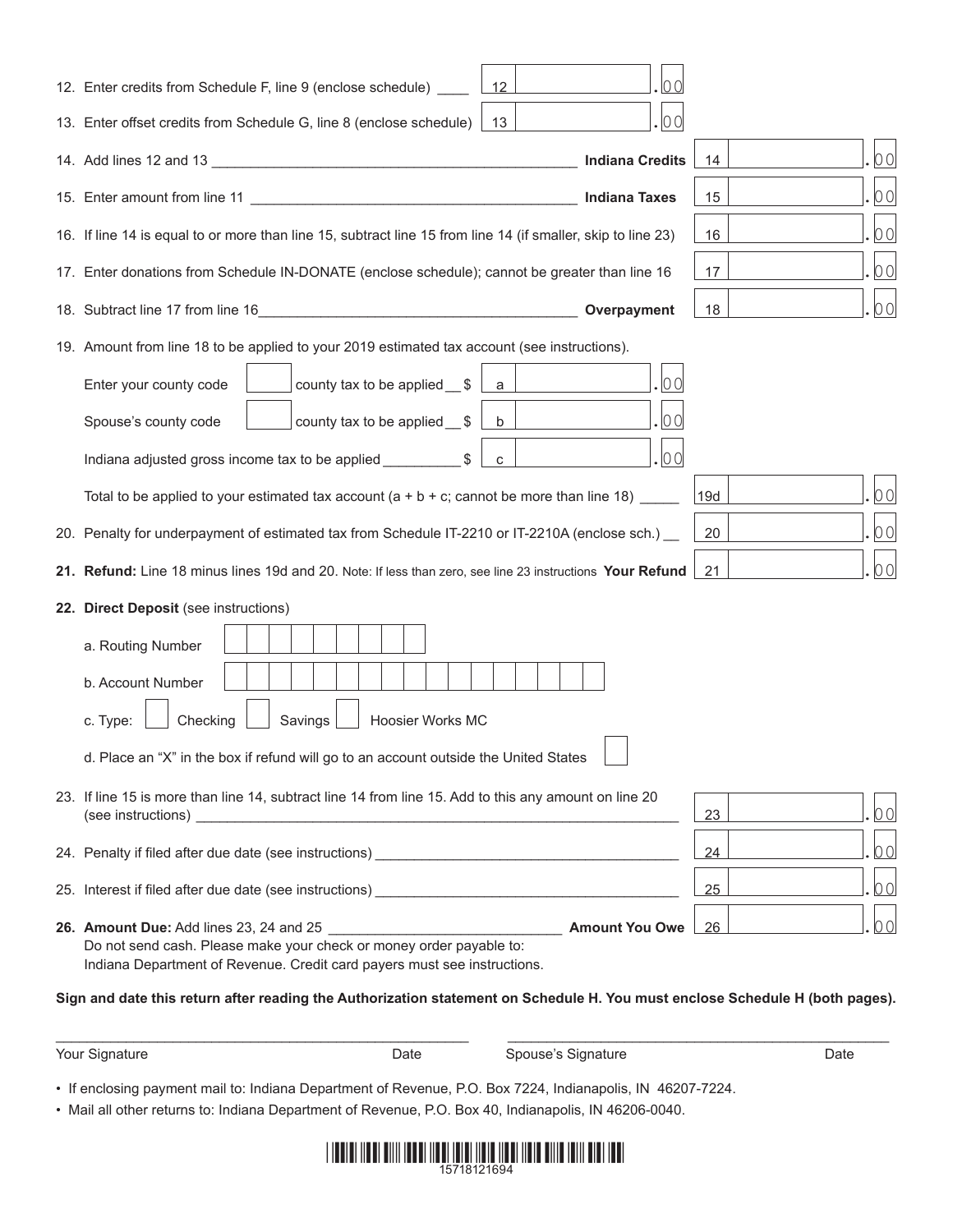12. Enter credits from Schedule F, line 9 (enclose schedule) ____ 12 .00

13. Enter offset credits from Schedule G, line 8 (enclose schedule) 13 .00

14. Add lines 12 and 13 ______________________________________________ **Indiana Credits** 14 .00

15. Enter amount from line 11 __________________________________________ **Indiana Taxes** 15 .00

16. If line 14 is equal to or more than line 15, subtract line 15 from line 14 (if smaller, skip to line 23) 16 .00

17. Enter donations from Schedule IN-DONATE (enclose schedule); cannot be greater than line 16 17 .00

18. Subtract line 17 from line 16_________________________________________ **Overpayment** 18 .00

19. Amount from line 18 to be applied to your 2019 estimated tax account (see instructions).

Enter your county code [ ] county tax to be applied __ $ a .00

Spouse's county code [ ] county tax to be applied __ $ b .00

Indiana adjusted gross income tax to be applied __________ $ c .00

Total to be applied to your estimated tax account (a + b + c; cannot be more than line 18) _____ 19d .00

20. Penalty for underpayment of estimated tax from Schedule IT-2210 or IT-2210A (enclose sch.) __ 20 .00

**21. Refund:** Line 18 minus lines 19d and 20. Note: If less than zero, see line 23 instructions **Your Refund** 21 .00

**22. Direct Deposit** (see instructions)

a. Routing Number

b. Account Number

c. Type: [ ] Checking [ ] Savings [ ] Hoosier Works MC

d. Place an "X" in the box if refund will go to an account outside the United States [ ]

23. If line 15 is more than line 14, subtract line 14 from line 15. Add to this any amount on line 20 (see instructions) ______________________________________________ 23 .00

24. Penalty if filed after due date (see instructions) ______________________________________ 24 .00

25. Interest if filed after due date (see instructions) ______________________________________ 25 .00

**26. Amount Due:** Add lines 23, 24 and 25 ______________________________ **Amount You Owe** 26 .00
Do not send cash. Please make your check or money order payable to:
Indiana Department of Revenue. Credit card payers must see instructions.

**Sign and date this return after reading the Authorization statement on Schedule H. You must enclose Schedule H (both pages).**

_____________________________________________________ _____________________________________________________

Your Signature Date Spouse's Signature Date

- If enclosing payment mail to: Indiana Department of Revenue, P.O. Box 7224, Indianapolis, IN 46207-7224.
- Mail all other returns to: Indiana Department of Revenue, P.O. Box 40, Indianapolis, IN 46206-0040.

15718121694